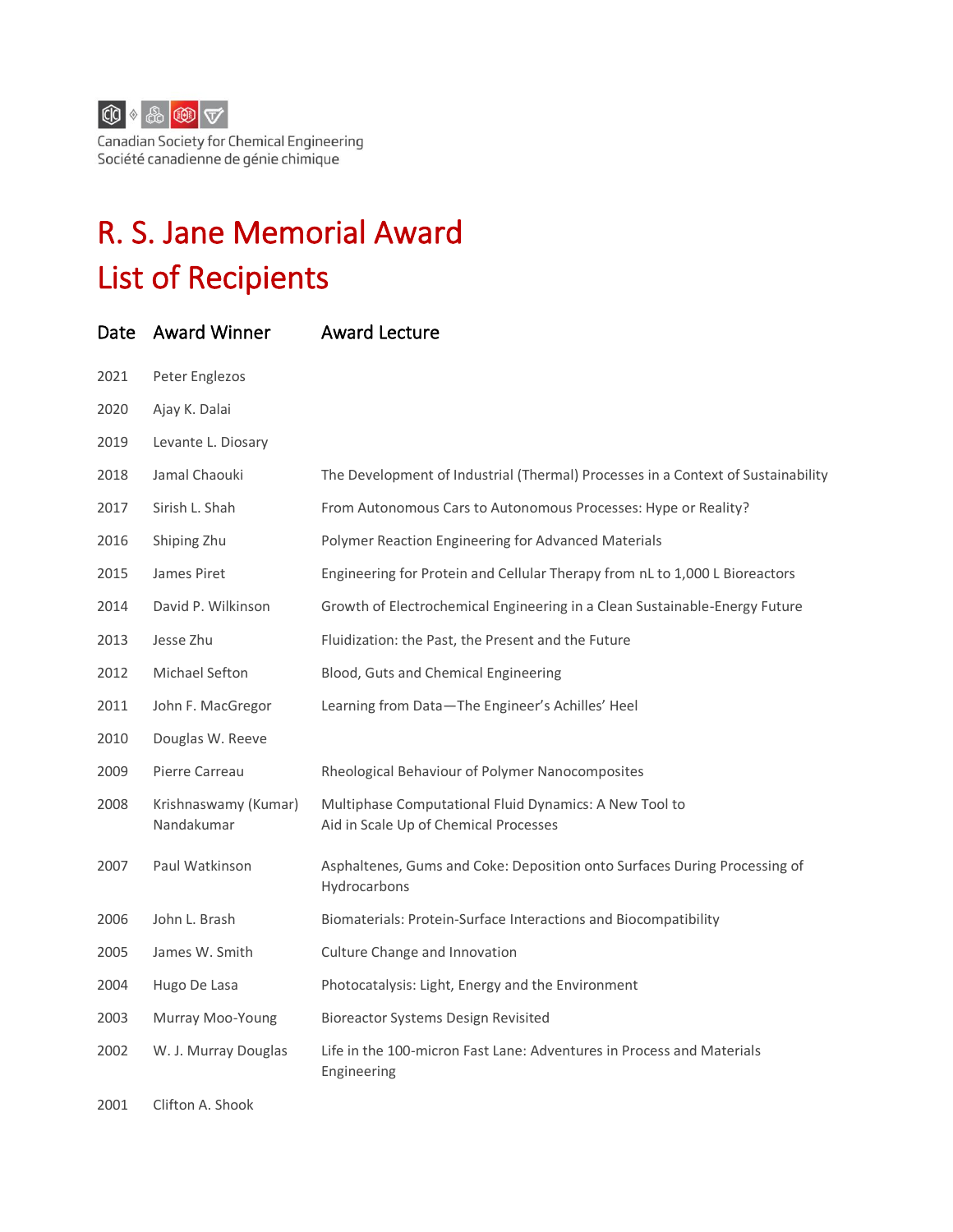Canadian Society for Chemical Engineering
Société canadienne de génie chimique

# R. S. Jane Memorial Award
# List of Recipients

| Date | Award Winner | Award Lecture |
|---|---|---|
| 2021 | Peter Englezos | |
| 2020 | Ajay K. Dalai | |
| 2019 | Levante L. Diosary | |
| 2018 | Jamal Chaouki | The Development of Industrial (Thermal) Processes in a Context of Sustainability |
| 2017 | Sirish L. Shah | From Autonomous Cars to Autonomous Processes: Hype or Reality? |
| 2016 | Shiping Zhu | Polymer Reaction Engineering for Advanced Materials |
| 2015 | James Piret | Engineering for Protein and Cellular Therapy from nL to 1,000 L Bioreactors |
| 2014 | David P. Wilkinson | Growth of Electrochemical Engineering in a Clean Sustainable-Energy Future |
| 2013 | Jesse Zhu | Fluidization: the Past, the Present and the Future |
| 2012 | Michael Sefton | Blood, Guts and Chemical Engineering |
| 2011 | John F. MacGregor | Learning from Data—The Engineer's Achilles' Heel |
| 2010 | Douglas W. Reeve | |
| 2009 | Pierre Carreau | Rheological Behaviour of Polymer Nanocomposites |
| 2008 | Krishnaswamy (Kumar) Nandakumar | Multiphase Computational Fluid Dynamics: A New Tool to Aid in Scale Up of Chemical Processes |
| 2007 | Paul Watkinson | Asphaltenes, Gums and Coke: Deposition onto Surfaces During Processing of Hydrocarbons |
| 2006 | John L. Brash | Biomaterials: Protein-Surface Interactions and Biocompatibility |
| 2005 | James W. Smith | Culture Change and Innovation |
| 2004 | Hugo De Lasa | Photocatalysis: Light, Energy and the Environment |
| 2003 | Murray Moo-Young | Bioreactor Systems Design Revisited |
| 2002 | W. J. Murray Douglas | Life in the 100-micron Fast Lane: Adventures in Process and Materials Engineering |
| 2001 | Clifton A. Shook | |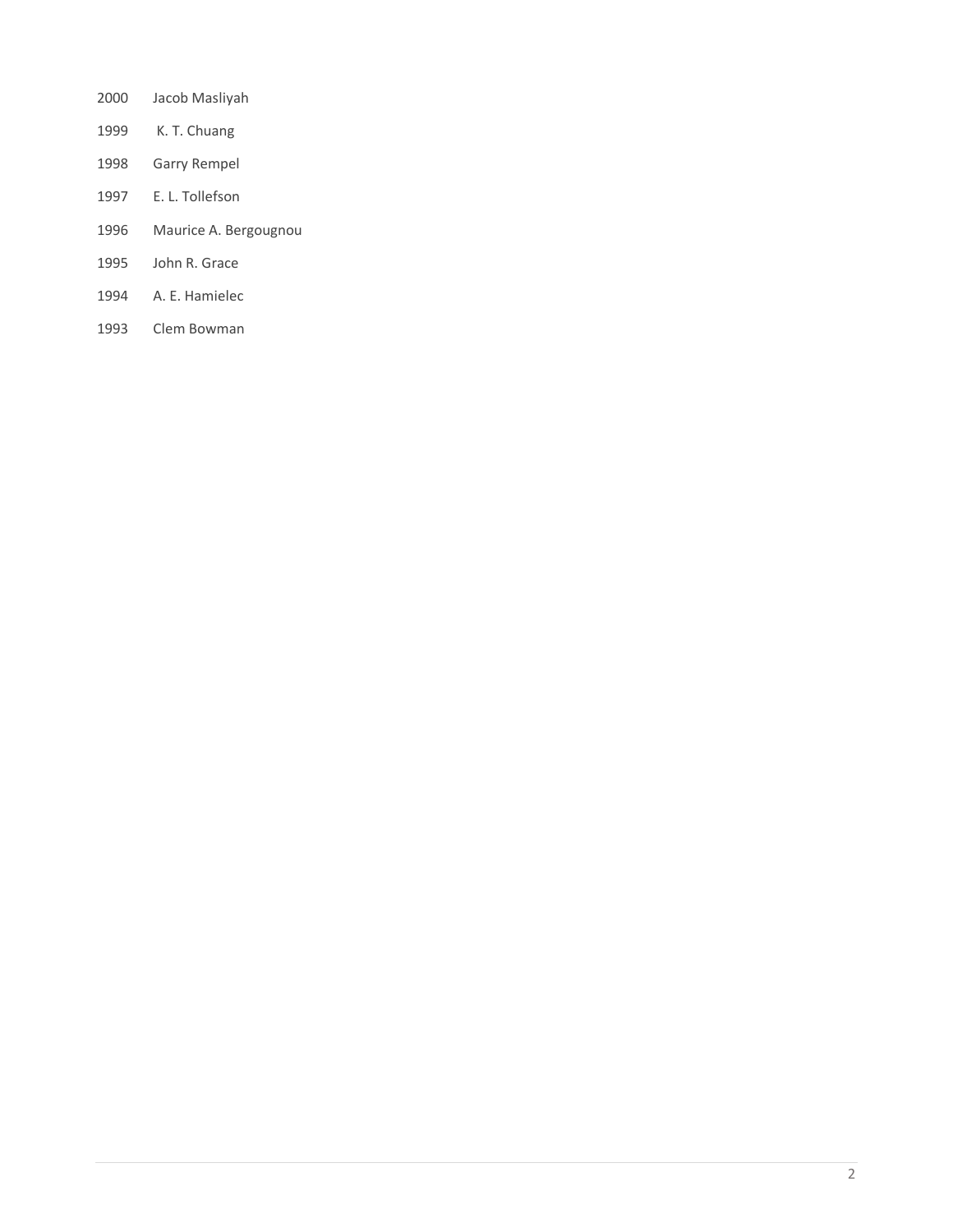2000 Jacob Masliyah

1999 K. T. Chuang

1998 Garry Rempel

1997 E. L. Tollefson

1996 Maurice A. Bergougnou

1995 John R. Grace

1994 A. E. Hamielec

1993 Clem Bowman